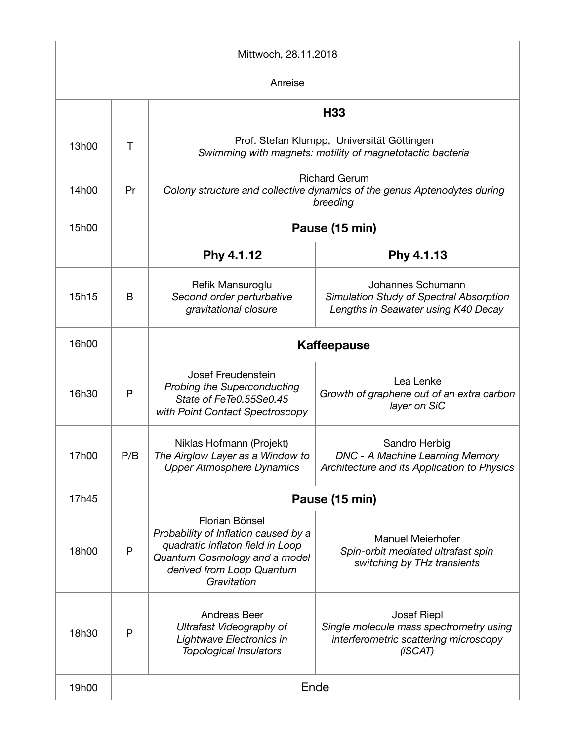| Mittwoch, 28.11.2018 | | | |
|---|---|---|---|
| Anreise | | | |
| | | **H33** | |
| 13h00 | T | Prof. Stefan Klumpp, Universität Göttingen<br>*Swimming with magnets: motility of magnetotactic bacteria* | |
| 14h00 | Pr | Richard Gerum<br>*Colony structure and collective dynamics of the genus Aptenodytes during breeding* | |
| 15h00 | | **Pause (15 min)** | |
| | | **Phy 4.1.12** | **Phy 4.1.13** |
| 15h15 | B | Refik Mansuroglu<br>*Second order perturbative gravitational closure* | Johannes Schumann<br>*Simulation Study of Spectral Absorption Lengths in Seawater using K40 Decay* |
| 16h00 | | **Kaffeepause** | |
| 16h30 | P | Josef Freudenstein<br>*Probing the Superconducting State of FeTe0.55Se0.45 with Point Contact Spectroscopy* | Lea Lenke<br>*Growth of graphene out of an extra carbon layer on SiC* |
| 17h00 | P/B | Niklas Hofmann (Projekt)<br>*The Airglow Layer as a Window to Upper Atmosphere Dynamics* | Sandro Herbig<br>*DNC - A Machine Learning Memory Architecture and its Application to Physics* |
| 17h45 | | **Pause (15 min)** | |
| 18h00 | P | Florian Bönsel<br>*Probability of Inflation caused by a quadratic inflaton field in Loop Quantum Cosmology and a model derived from Loop Quantum Gravitation* | Manuel Meierhofer<br>*Spin-orbit mediated ultrafast spin switching by THz transients* |
| 18h30 | P | Andreas Beer<br>*Ultrafast Videography of Lightwave Electronics in Topological Insulators* | Josef Riepl<br>*Single molecule mass spectrometry using interferometric scattering microscopy (iSCAT)* |
| 19h00 | Ende | | |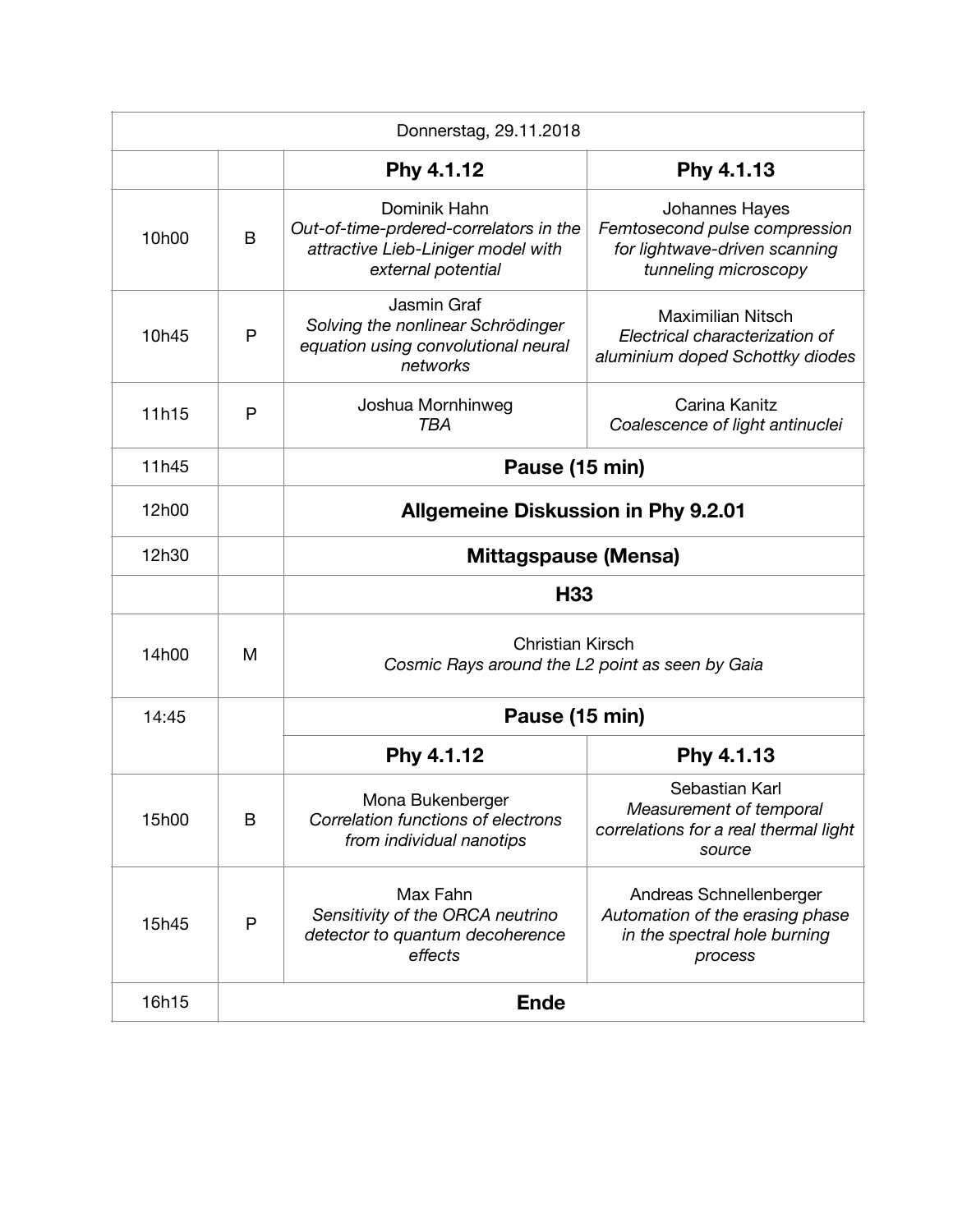| Donnerstag, 29.11.2018 | | | |
|---|---|---|---|
| | | **Phy 4.1.12** | **Phy 4.1.13** |
| 10h00 | B | Dominik Hahn *Out-of-time-prdered-correlators in the attractive Lieb-Liniger model with external potential* | Johannes Hayes *Femtosecond pulse compression for lightwave-driven scanning tunneling microscopy* |
| 10h45 | P | Jasmin Graf *Solving the nonlinear Schrödinger equation using convolutional neural networks* | Maximilian Nitsch *Electrical characterization of aluminium doped Schottky diodes* |
| 11h15 | P | Joshua Mornhinweg *TBA* | Carina Kanitz *Coalescence of light antinuclei* |
| 11h45 | | **Pause (15 min)** | |
| 12h00 | | **Allgemeine Diskussion in Phy 9.2.01** | |
| 12h30 | | **Mittagspause (Mensa)** | |
| | | **H33** | |
| 14h00 | M | Christian Kirsch *Cosmic Rays around the L2 point as seen by Gaia* | |
| 14:45 | | **Pause (15 min)** | |
| | | **Phy 4.1.12** | **Phy 4.1.13** |
| 15h00 | B | Mona Bukenberger *Correlation functions of electrons from individual nanotips* | Sebastian Karl *Measurement of temporal correlations for a real thermal light source* |
| 15h45 | P | Max Fahn *Sensitivity of the ORCA neutrino detector to quantum decoherence effects* | Andreas Schnellenberger *Automation of the erasing phase in the spectral hole burning process* |
| 16h15 | **Ende** | | |